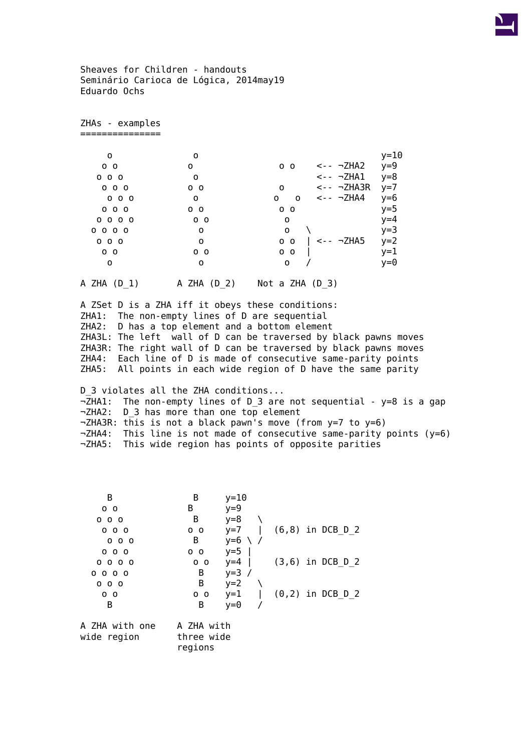Sheaves for Children - handouts
Seminário Carioca de Lógica, 2014may19
Eduardo Ochs

## ZHAs - examples

```
     o               o                                      y=10
    o o             o               o o    <-- ¬ZHA2    y=9
   o o o             o                     <-- ¬ZHA1    y=8
    o o o           o o             o      <-- ¬ZHA3R   y=7
     o o o           o             o   o   <-- ¬ZHA4    y=6
    o o o           o o             o o                 y=5
   o o o o           o o             o                  y=4
  o o o o             o              o   \              y=3
   o o o              o             o o  | <-- ¬ZHA5    y=2
    o o              o o            o o  |              y=1
     o                o              o   /              y=0

A ZHA (D_1)       A ZHA (D_2)    Not a ZHA (D_3)
```

A ZSet D is a ZHA iff it obeys these conditions:
ZHA1: The non-empty lines of D are sequential
ZHA2: D has a top element and a bottom element
ZHA3L: The left wall of D can be traversed by black pawns moves
ZHA3R: The right wall of D can be traversed by black pawns moves
ZHA4: Each line of D is made of consecutive same-parity points
ZHA5: All points in each wide region of D have the same parity

D_3 violates all the ZHA conditions...
¬ZHA1: The non-empty lines of D_3 are not sequential - y=8 is a gap
¬ZHA2: D_3 has more than one top element
¬ZHA3R: this is not a black pawn's move (from y=7 to y=6)
¬ZHA4: This line is not made of consecutive same-parity points (y=6)
¬ZHA5: This wide region has points of opposite parities

```
     B               B     y=10
    o o             B      y=9
   o o o             B     y=8    \
    o o o           o o    y=7    |  (6,8) in DCB_D_2
     o o o           B     y=6 \  /
    o o o           o o    y=5 |
   o o o o           o o   y=4 |     (3,6) in DCB_D_2
  o o o o             B    y=3 /
   o o o              B    y=2    \
    o o              o o   y=1    |  (0,2) in DCB_D_2
     B                B    y=0    /

A ZHA with one    A ZHA with
wide region       three wide
                  regions
```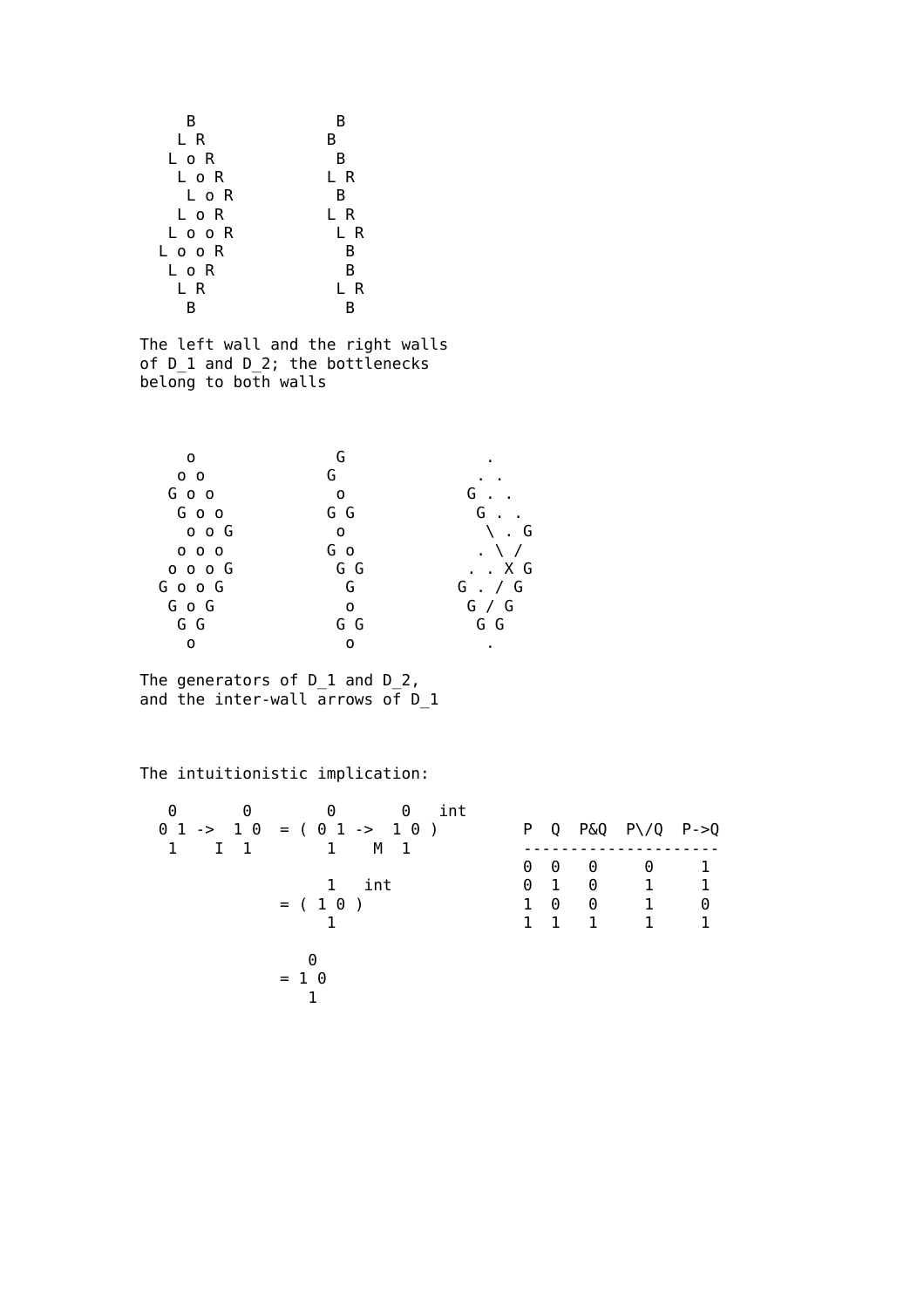```
     B               B
    L R             B
   L o R             B
    L o R           L R
     L o R           B
    L o R           L R
   L o o R           L R
  L o o R             B
   L o R              B
    L R              L R
     B                B
```

The left wall and the right walls
of D_1 and D_2; the bottlenecks
belong to both walls

```
     o               G               .
    o o             G               . .
   G o o             o             G . .
    G o o           G G             G . .
     o o G           o               \ . G
    o o o           G o             . \ /
   o o o G           G G           . . X G
  G o o G             G           G . / G
   G o G              o            G / G
    G G              G G            G G
     o                o              .
```

The generators of D_1 and D_2,
and the inter-wall arrows of D_1

The intuitionistic implication:

```
  0       0        0       0   int
 0 1 ->  1 0  = ( 0 1 ->  1 0 )
  1    I  1        1    M  1

                   1   int
              = ( 1 0 )
                   1

                 0
              = 1 0
                 1
```

| P | Q | P&Q | P\/Q | P->Q |
|---|---|---|---|---|
| 0 | 0 | 0 | 0 | 1 |
| 0 | 1 | 0 | 1 | 1 |
| 1 | 0 | 0 | 1 | 0 |
| 1 | 1 | 1 | 1 | 1 |